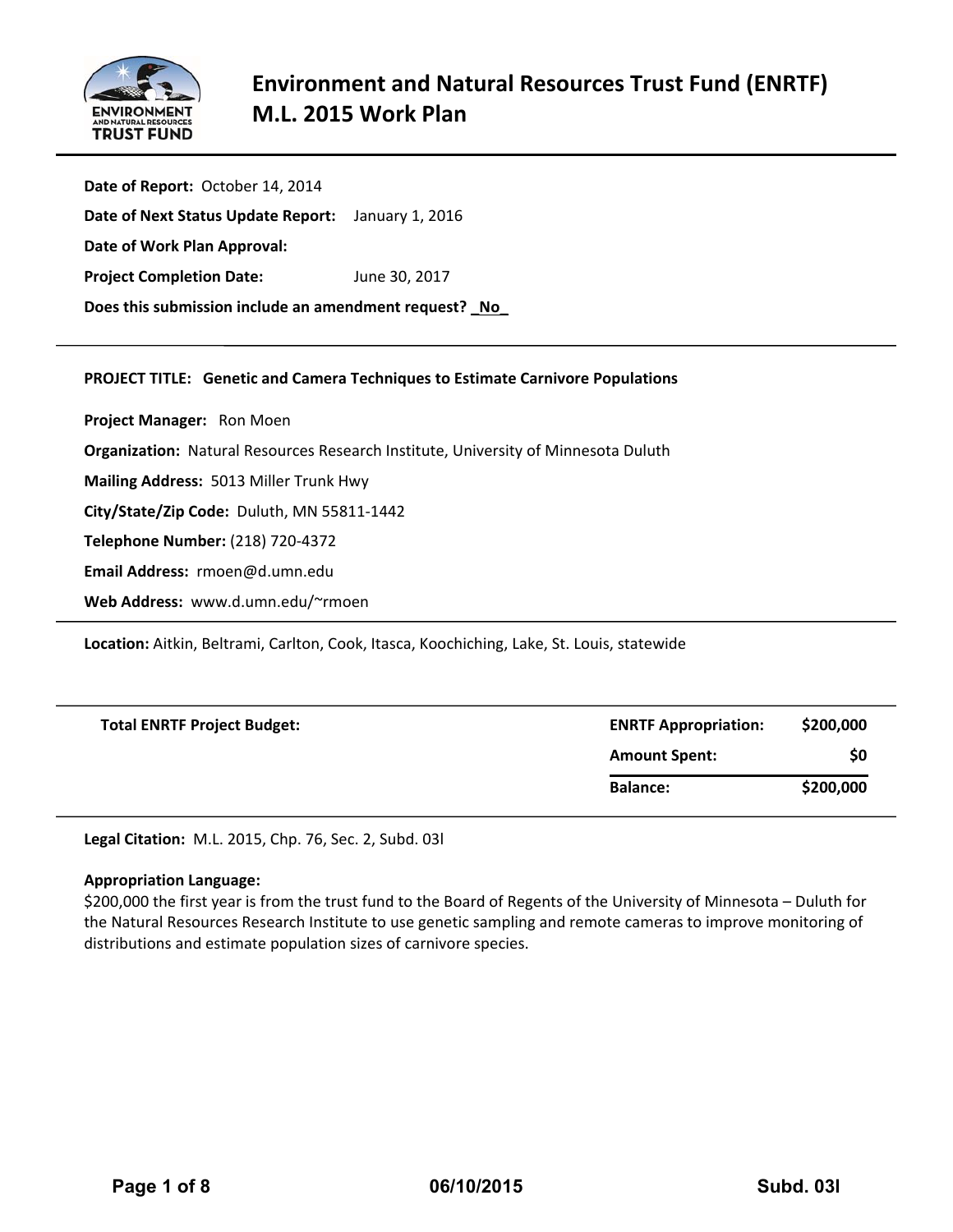# Environment and Natural Resources Trust Fund (ENRTF) M.L. 2015 Work Plan

**Date of Report:** October 14, 2014

**Date of Next Status Update Report:** January 1, 2016

**Date of Work Plan Approval:**

**Project Completion Date:** June 30, 2017

**Does this submission include an amendment request? _No_**

---

**PROJECT TITLE: Genetic and Camera Techniques to Estimate Carnivore Populations**

**Project Manager:** Ron Moen

**Organization:** Natural Resources Research Institute, University of Minnesota Duluth

**Mailing Address:** 5013 Miller Trunk Hwy

**City/State/Zip Code:** Duluth, MN 55811-1442

**Telephone Number:** (218) 720-4372

**Email Address:** rmoen@d.umn.edu

**Web Address:** www.d.umn.edu/~rmoen

---

**Location:** Aitkin, Beltrami, Carlton, Cook, Itasca, Koochiching, Lake, St. Louis, statewide

---

| **Total ENRTF Project Budget:** | **ENRTF Appropriation:** | **$200,000** |
|---|---|---|
| | **Amount Spent:** | **$0** |
| | **Balance:** | **$200,000** |

---

**Legal Citation:** M.L. 2015, Chp. 76, Sec. 2, Subd. 03l

**Appropriation Language:**
$200,000 the first year is from the trust fund to the Board of Regents of the University of Minnesota – Duluth for the Natural Resources Research Institute to use genetic sampling and remote cameras to improve monitoring of distributions and estimate population sizes of carnivore species.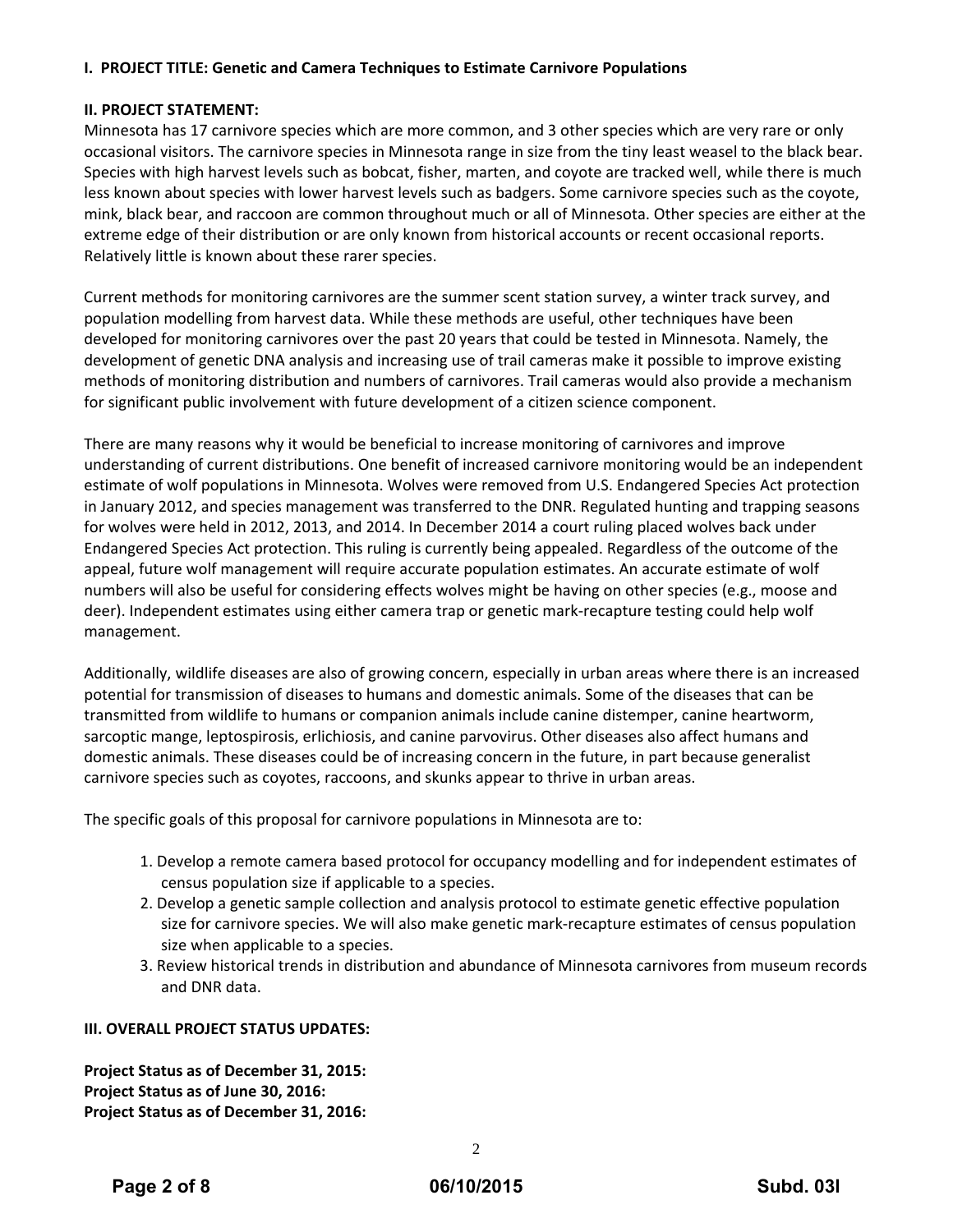**I. PROJECT TITLE: Genetic and Camera Techniques to Estimate Carnivore Populations**

**II. PROJECT STATEMENT:**

Minnesota has 17 carnivore species which are more common, and 3 other species which are very rare or only occasional visitors. The carnivore species in Minnesota range in size from the tiny least weasel to the black bear. Species with high harvest levels such as bobcat, fisher, marten, and coyote are tracked well, while there is much less known about species with lower harvest levels such as badgers. Some carnivore species such as the coyote, mink, black bear, and raccoon are common throughout much or all of Minnesota. Other species are either at the extreme edge of their distribution or are only known from historical accounts or recent occasional reports. Relatively little is known about these rarer species.

Current methods for monitoring carnivores are the summer scent station survey, a winter track survey, and population modelling from harvest data. While these methods are useful, other techniques have been developed for monitoring carnivores over the past 20 years that could be tested in Minnesota. Namely, the development of genetic DNA analysis and increasing use of trail cameras make it possible to improve existing methods of monitoring distribution and numbers of carnivores. Trail cameras would also provide a mechanism for significant public involvement with future development of a citizen science component.

There are many reasons why it would be beneficial to increase monitoring of carnivores and improve understanding of current distributions. One benefit of increased carnivore monitoring would be an independent estimate of wolf populations in Minnesota. Wolves were removed from U.S. Endangered Species Act protection in January 2012, and species management was transferred to the DNR. Regulated hunting and trapping seasons for wolves were held in 2012, 2013, and 2014. In December 2014 a court ruling placed wolves back under Endangered Species Act protection. This ruling is currently being appealed. Regardless of the outcome of the appeal, future wolf management will require accurate population estimates. An accurate estimate of wolf numbers will also be useful for considering effects wolves might be having on other species (e.g., moose and deer). Independent estimates using either camera trap or genetic mark-recapture testing could help wolf management.

Additionally, wildlife diseases are also of growing concern, especially in urban areas where there is an increased potential for transmission of diseases to humans and domestic animals. Some of the diseases that can be transmitted from wildlife to humans or companion animals include canine distemper, canine heartworm, sarcoptic mange, leptospirosis, erlichiosis, and canine parvovirus. Other diseases also affect humans and domestic animals. These diseases could be of increasing concern in the future, in part because generalist carnivore species such as coyotes, raccoons, and skunks appear to thrive in urban areas.

The specific goals of this proposal for carnivore populations in Minnesota are to:

1. Develop a remote camera based protocol for occupancy modelling and for independent estimates of census population size if applicable to a species.
2. Develop a genetic sample collection and analysis protocol to estimate genetic effective population size for carnivore species. We will also make genetic mark-recapture estimates of census population size when applicable to a species.
3. Review historical trends in distribution and abundance of Minnesota carnivores from museum records and DNR data.

**III. OVERALL PROJECT STATUS UPDATES:**

**Project Status as of December 31, 2015:**
**Project Status as of June 30, 2016:**
**Project Status as of December 31, 2016:**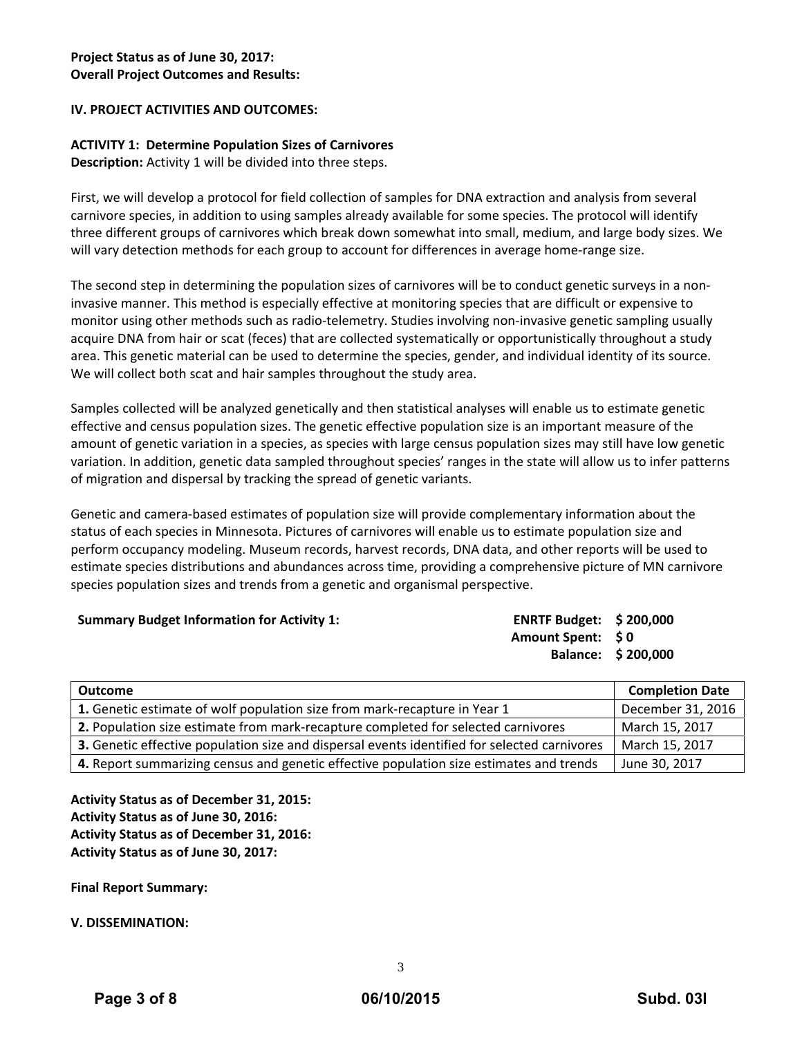**Project Status as of June 30, 2017:**
**Overall Project Outcomes and Results:**

**IV. PROJECT ACTIVITIES AND OUTCOMES:**

**ACTIVITY 1: Determine Population Sizes of Carnivores**
**Description:** Activity 1 will be divided into three steps.

First, we will develop a protocol for field collection of samples for DNA extraction and analysis from several carnivore species, in addition to using samples already available for some species. The protocol will identify three different groups of carnivores which break down somewhat into small, medium, and large body sizes. We will vary detection methods for each group to account for differences in average home-range size.

The second step in determining the population sizes of carnivores will be to conduct genetic surveys in a non-invasive manner. This method is especially effective at monitoring species that are difficult or expensive to monitor using other methods such as radio-telemetry. Studies involving non-invasive genetic sampling usually acquire DNA from hair or scat (feces) that are collected systematically or opportunistically throughout a study area. This genetic material can be used to determine the species, gender, and individual identity of its source. We will collect both scat and hair samples throughout the study area.

Samples collected will be analyzed genetically and then statistical analyses will enable us to estimate genetic effective and census population sizes. The genetic effective population size is an important measure of the amount of genetic variation in a species, as species with large census population sizes may still have low genetic variation. In addition, genetic data sampled throughout species' ranges in the state will allow us to infer patterns of migration and dispersal by tracking the spread of genetic variants.

Genetic and camera-based estimates of population size will provide complementary information about the status of each species in Minnesota. Pictures of carnivores will enable us to estimate population size and perform occupancy modeling. Museum records, harvest records, DNA data, and other reports will be used to estimate species distributions and abundances across time, providing a comprehensive picture of MN carnivore species population sizes and trends from a genetic and organismal perspective.

**Summary Budget Information for Activity 1:**

**ENRTF Budget: $ 200,000**
**Amount Spent: $ 0**
**Balance: $ 200,000**

| Outcome | Completion Date |
|---|---|
| **1.** Genetic estimate of wolf population size from mark-recapture in Year 1 | December 31, 2016 |
| **2.** Population size estimate from mark-recapture completed for selected carnivores | March 15, 2017 |
| **3.** Genetic effective population size and dispersal events identified for selected carnivores | March 15, 2017 |
| **4.** Report summarizing census and genetic effective population size estimates and trends | June 30, 2017 |

**Activity Status as of December 31, 2015:**
**Activity Status as of June 30, 2016:**
**Activity Status as of December 31, 2016:**
**Activity Status as of June 30, 2017:**

**Final Report Summary:**

**V. DISSEMINATION:**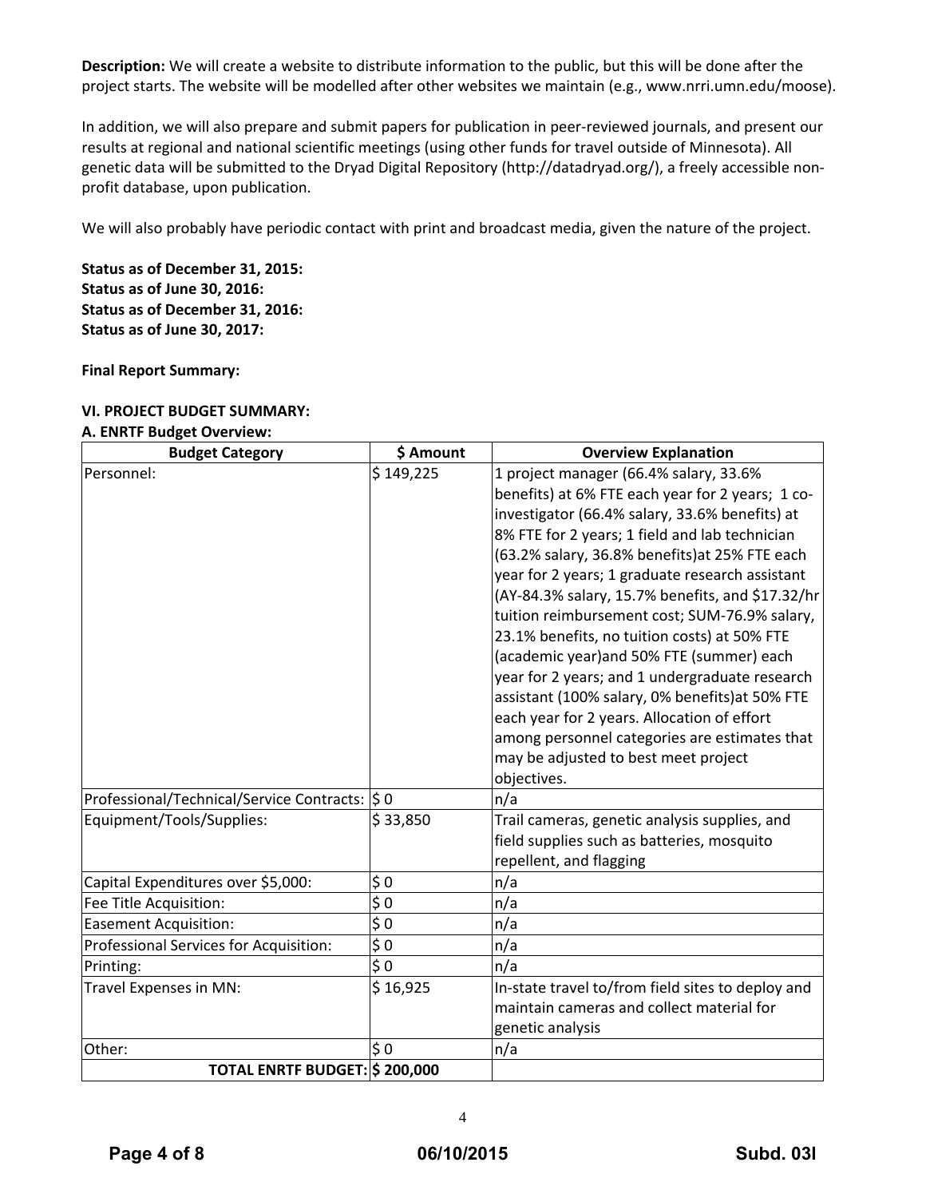**Description:** We will create a website to distribute information to the public, but this will be done after the project starts. The website will be modelled after other websites we maintain (e.g., www.nrri.umn.edu/moose).

In addition, we will also prepare and submit papers for publication in peer-reviewed journals, and present our results at regional and national scientific meetings (using other funds for travel outside of Minnesota). All genetic data will be submitted to the Dryad Digital Repository (http://datadryad.org/), a freely accessible non-profit database, upon publication.

We will also probably have periodic contact with print and broadcast media, given the nature of the project.

**Status as of December 31, 2015:**
**Status as of June 30, 2016:**
**Status as of December 31, 2016:**
**Status as of June 30, 2017:**

**Final Report Summary:**

**VI. PROJECT BUDGET SUMMARY:**

**A. ENRTF Budget Overview:**

| Budget Category | $ Amount | Overview Explanation |
|---|---|---|
| Personnel: | $ 149,225 | 1 project manager (66.4% salary, 33.6% benefits) at 6% FTE each year for 2 years; 1 co-investigator (66.4% salary, 33.6% benefits) at 8% FTE for 2 years; 1 field and lab technician (63.2% salary, 36.8% benefits)at 25% FTE each year for 2 years; 1 graduate research assistant (AY-84.3% salary, 15.7% benefits, and $17.32/hr tuition reimbursement cost; SUM-76.9% salary, 23.1% benefits, no tuition costs) at 50% FTE (academic year)and 50% FTE (summer) each year for 2 years; and 1 undergraduate research assistant (100% salary, 0% benefits)at 50% FTE each year for 2 years. Allocation of effort among personnel categories are estimates that may be adjusted to best meet project objectives. |
| Professional/Technical/Service Contracts: | $ 0 | n/a |
| Equipment/Tools/Supplies: | $ 33,850 | Trail cameras, genetic analysis supplies, and field supplies such as batteries, mosquito repellent, and flagging |
| Capital Expenditures over $5,000: | $ 0 | n/a |
| Fee Title Acquisition: | $ 0 | n/a |
| Easement Acquisition: | $ 0 | n/a |
| Professional Services for Acquisition: | $ 0 | n/a |
| Printing: | $ 0 | n/a |
| Travel Expenses in MN: | $ 16,925 | In-state travel to/from field sites to deploy and maintain cameras and collect material for genetic analysis |
| Other: | $ 0 | n/a |
| **TOTAL ENRTF BUDGET:** | **$ 200,000** | |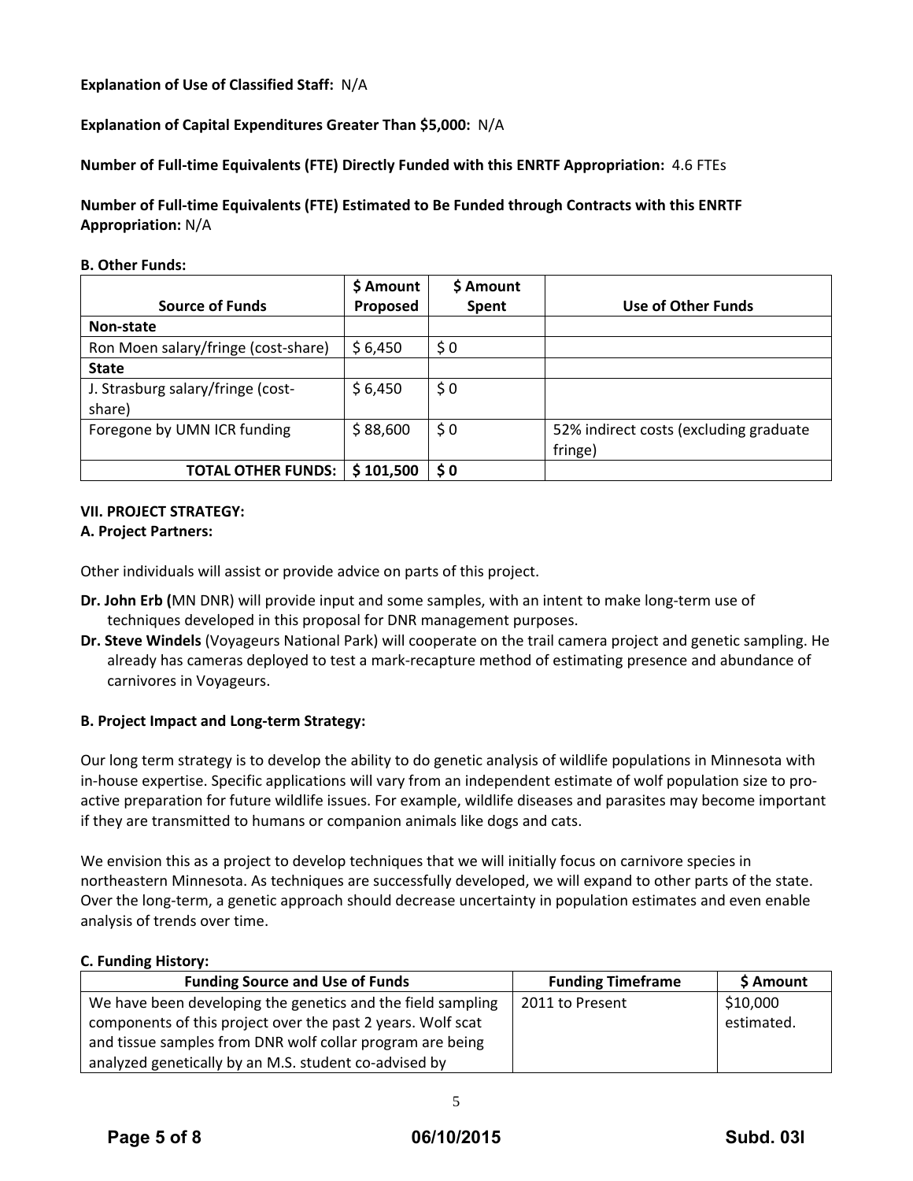**Explanation of Use of Classified Staff:** N/A

**Explanation of Capital Expenditures Greater Than $5,000:** N/A

**Number of Full-time Equivalents (FTE) Directly Funded with this ENRTF Appropriation:** 4.6 FTEs

**Number of Full-time Equivalents (FTE) Estimated to Be Funded through Contracts with this ENRTF Appropriation:** N/A

**B. Other Funds:**

| Source of Funds | $ Amount Proposed | $ Amount Spent | Use of Other Funds |
|---|---|---|---|
| **Non-state** | | | |
| Ron Moen salary/fringe (cost-share) | $ 6,450 | $ 0 | |
| **State** | | | |
| J. Strasburg salary/fringe (cost-share) | $ 6,450 | $ 0 | |
| Foregone by UMN ICR funding | $ 88,600 | $ 0 | 52% indirect costs (excluding graduate fringe) |
| **TOTAL OTHER FUNDS:** | **$ 101,500** | **$ 0** | |

**VII. PROJECT STRATEGY:**

**A. Project Partners:**

Other individuals will assist or provide advice on parts of this project.

- **Dr. John Erb (**MN DNR) will provide input and some samples, with an intent to make long-term use of techniques developed in this proposal for DNR management purposes.
- **Dr. Steve Windels** (Voyageurs National Park) will cooperate on the trail camera project and genetic sampling. He already has cameras deployed to test a mark-recapture method of estimating presence and abundance of carnivores in Voyageurs.

**B. Project Impact and Long-term Strategy:**

Our long term strategy is to develop the ability to do genetic analysis of wildlife populations in Minnesota with in-house expertise. Specific applications will vary from an independent estimate of wolf population size to pro-active preparation for future wildlife issues. For example, wildlife diseases and parasites may become important if they are transmitted to humans or companion animals like dogs and cats.

We envision this as a project to develop techniques that we will initially focus on carnivore species in northeastern Minnesota. As techniques are successfully developed, we will expand to other parts of the state. Over the long-term, a genetic approach should decrease uncertainty in population estimates and even enable analysis of trends over time.

**C. Funding History:**

| Funding Source and Use of Funds | Funding Timeframe | $ Amount |
|---|---|---|
| We have been developing the genetics and the field sampling components of this project over the past 2 years. Wolf scat and tissue samples from DNR wolf collar program are being analyzed genetically by an M.S. student co-advised by | 2011 to Present | $10,000 estimated. |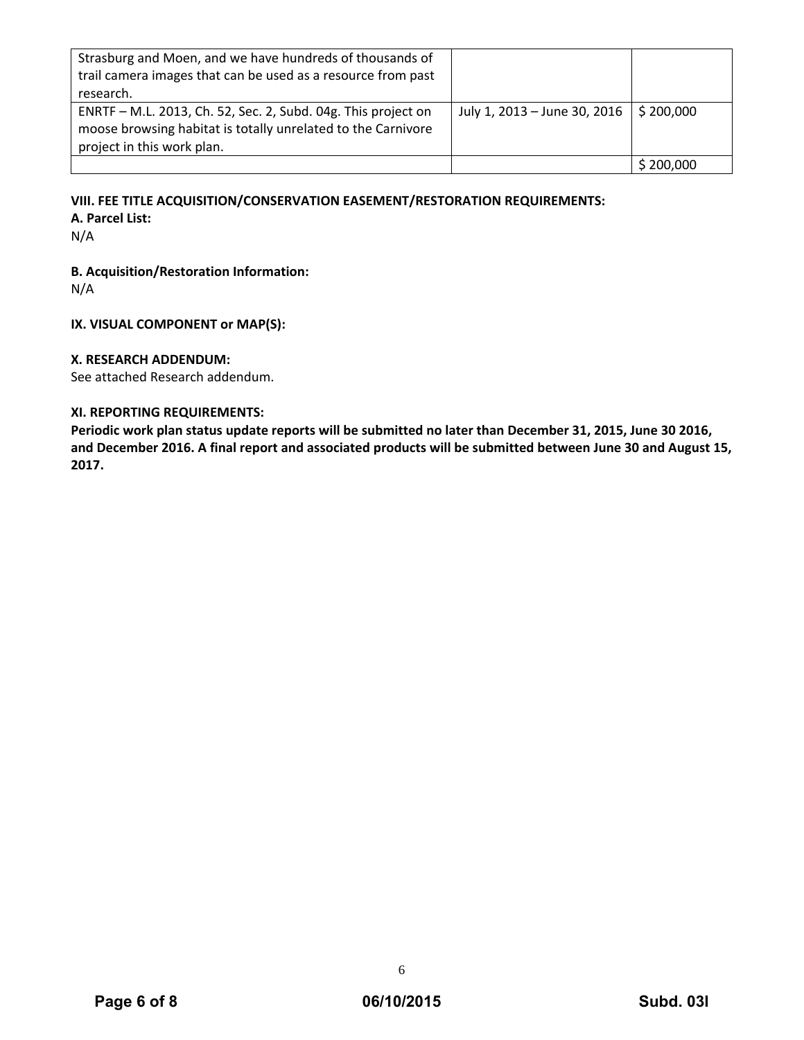| | | |
|---|---|---|
| Strasburg and Moen, and we have hundreds of thousands of trail camera images that can be used as a resource from past research. | | |
| ENRTF – M.L. 2013, Ch. 52, Sec. 2, Subd. 04g. This project on moose browsing habitat is totally unrelated to the Carnivore project in this work plan. | July 1, 2013 – June 30, 2016 | $ 200,000 |
| | | $ 200,000 |

**VIII. FEE TITLE ACQUISITION/CONSERVATION EASEMENT/RESTORATION REQUIREMENTS:**

**A. Parcel List:**
N/A

**B. Acquisition/Restoration Information:**
N/A

**IX. VISUAL COMPONENT or MAP(S):**

**X. RESEARCH ADDENDUM:**
See attached Research addendum.

**XI. REPORTING REQUIREMENTS:**
**Periodic work plan status update reports will be submitted no later than December 31, 2015, June 30 2016, and December 2016. A final report and associated products will be submitted between June 30 and August 15, 2017.**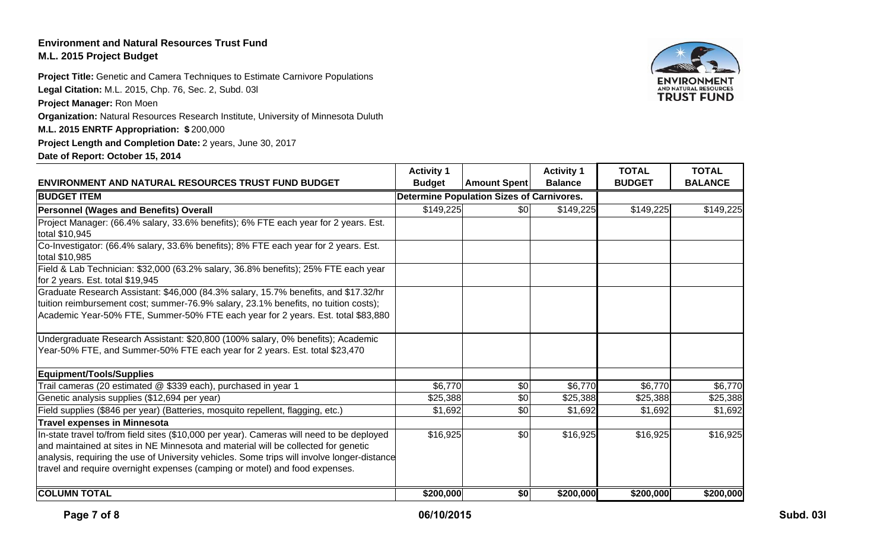**Environment and Natural Resources Trust Fund**
**M.L. 2015 Project Budget**

**Project Title:** Genetic and Camera Techniques to Estimate Carnivore Populations

**Legal Citation:** M.L. 2015, Chp. 76, Sec. 2, Subd. 03l

**Project Manager:** Ron Moen

**Organization:** Natural Resources Research Institute, University of Minnesota Duluth

**M.L. 2015 ENRTF Appropriation: $** 200,000

**Project Length and Completion Date:** 2 years, June 30, 2017

**Date of Report: October 15, 2014**

| ENVIRONMENT AND NATURAL RESOURCES TRUST FUND BUDGET | Activity 1 Budget | Amount Spent | Activity 1 Balance | TOTAL BUDGET | TOTAL BALANCE |
|---|---|---|---|---|---|
| **BUDGET ITEM** | **Determine Population Sizes of Carnivores.** | | | | |
| **Personnel (Wages and Benefits) Overall** | $149,225 | $0 | $149,225 | $149,225 | $149,225 |
| Project Manager: (66.4% salary, 33.6% benefits); 6% FTE each year for 2 years. Est. total $10,945 | | | | | |
| Co-Investigator: (66.4% salary, 33.6% benefits); 8% FTE each year for 2 years. Est. total $10,985 | | | | | |
| Field & Lab Technician: $32,000 (63.2% salary, 36.8% benefits); 25% FTE each year for 2 years. Est. total $19,945 | | | | | |
| Graduate Research Assistant: $46,000 (84.3% salary, 15.7% benefits, and $17.32/hr tuition reimbursement cost; summer-76.9% salary, 23.1% benefits, no tuition costs); Academic Year-50% FTE, Summer-50% FTE each year for 2 years. Est. total $83,880 | | | | | |
| Undergraduate Research Assistant: $20,800 (100% salary, 0% benefits); Academic Year-50% FTE, and Summer-50% FTE each year for 2 years. Est. total $23,470 | | | | | |
| **Equipment/Tools/Supplies** | | | | | |
| Trail cameras (20 estimated @ $339 each), purchased in year 1 | $6,770 | $0 | $6,770 | $6,770 | $6,770 |
| Genetic analysis supplies ($12,694 per year) | $25,388 | $0 | $25,388 | $25,388 | $25,388 |
| Field supplies ($846 per year) (Batteries, mosquito repellent, flagging, etc.) | $1,692 | $0 | $1,692 | $1,692 | $1,692 |
| **Travel expenses in Minnesota** | | | | | |
| In-state travel to/from field sites ($10,000 per year). Cameras will need to be deployed and maintained at sites in NE Minnesota and material will be collected for genetic analysis, requiring the use of University vehicles. Some trips will involve longer-distance travel and require overnight expenses (camping or motel) and food expenses. | $16,925 | $0 | $16,925 | $16,925 | $16,925 |
| **COLUMN TOTAL** | **$200,000** | **$0** | **$200,000** | **$200,000** | **$200,000** |

**06/10/2015**

**Subd. 03l**